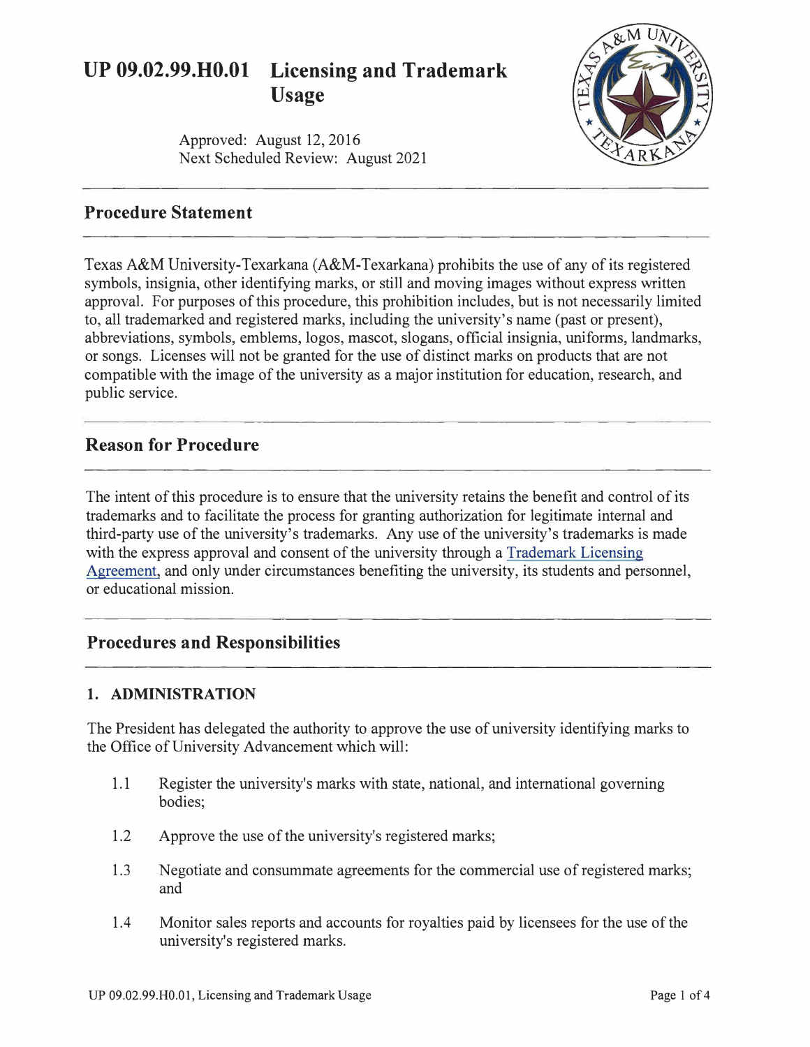# UP 09.02.99.H0.01 Licensing and Trademark Usage

Approved: August 12, 2016
Next Scheduled Review: August 2021

## Procedure Statement

Texas A&M University-Texarkana (A&M-Texarkana) prohibits the use of any of its registered symbols, insignia, other identifying marks, or still and moving images without express written approval. For purposes of this procedure, this prohibition includes, but is not necessarily limited to, all trademarked and registered marks, including the university's name (past or present), abbreviations, symbols, emblems, logos, mascot, slogans, official insignia, uniforms, landmarks, or songs. Licenses will not be granted for the use of distinct marks on products that are not compatible with the image of the university as a major institution for education, research, and public service.

## Reason for Procedure

The intent of this procedure is to ensure that the university retains the benefit and control of its trademarks and to facilitate the process for granting authorization for legitimate internal and third-party use of the university's trademarks. Any use of the university's trademarks is made with the express approval and consent of the university through a Trademark Licensing Agreement, and only under circumstances benefiting the university, its students and personnel, or educational mission.

## Procedures and Responsibilities

### 1. ADMINISTRATION

The President has delegated the authority to approve the use of university identifying marks to the Office of University Advancement which will:

1.1 Register the university's marks with state, national, and international governing bodies;

1.2 Approve the use of the university's registered marks;

1.3 Negotiate and consummate agreements for the commercial use of registered marks; and

1.4 Monitor sales reports and accounts for royalties paid by licensees for the use of the university's registered marks.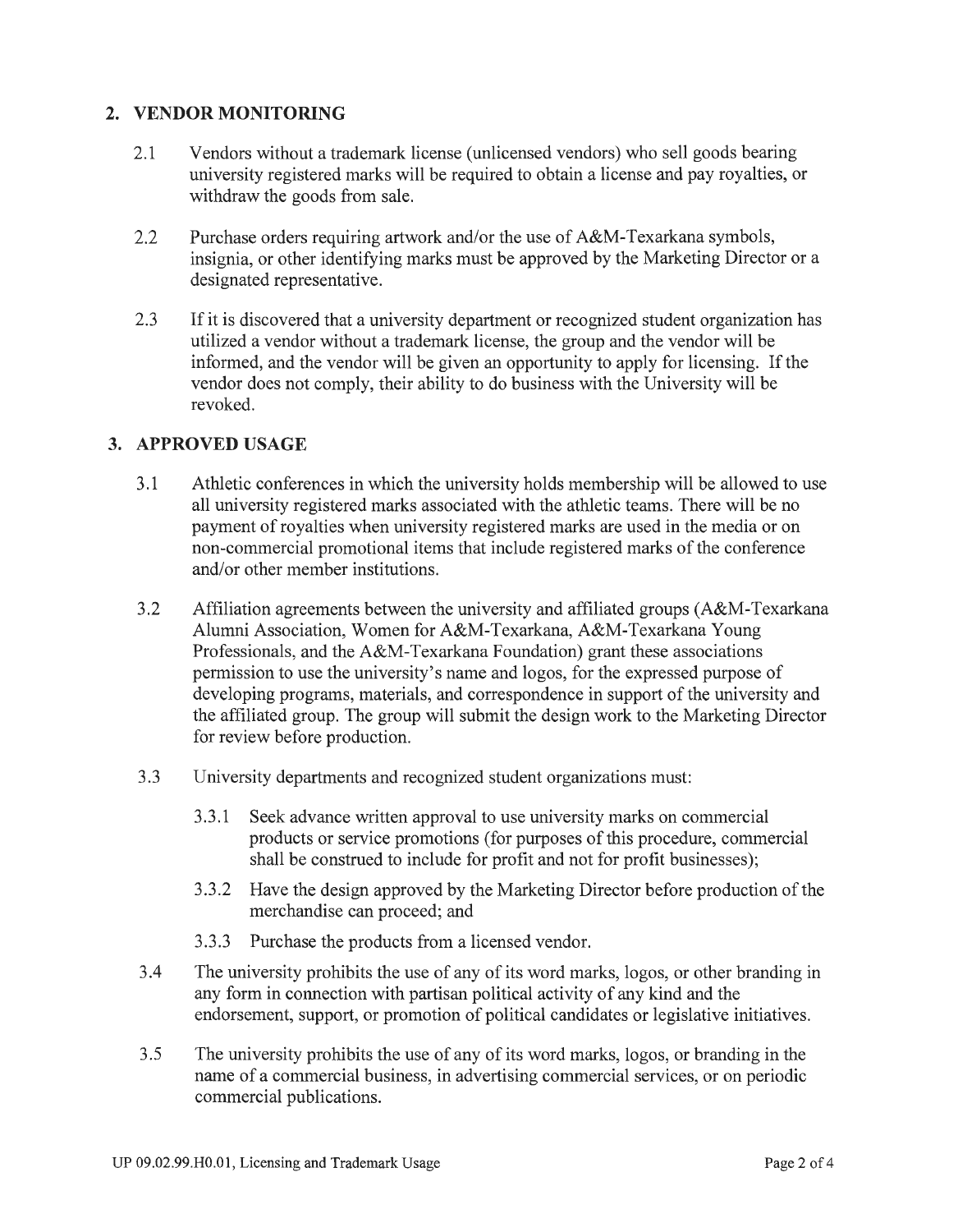## 2. VENDOR MONITORING

2.1 Vendors without a trademark license (unlicensed vendors) who sell goods bearing university registered marks will be required to obtain a license and pay royalties, or withdraw the goods from sale.

2.2 Purchase orders requiring artwork and/or the use of A&M-Texarkana symbols, insignia, or other identifying marks must be approved by the Marketing Director or a designated representative.

2.3 If it is discovered that a university department or recognized student organization has utilized a vendor without a trademark license, the group and the vendor will be informed, and the vendor will be given an opportunity to apply for licensing. If the vendor does not comply, their ability to do business with the University will be revoked.

## 3. APPROVED USAGE

3.1 Athletic conferences in which the university holds membership will be allowed to use all university registered marks associated with the athletic teams. There will be no payment of royalties when university registered marks are used in the media or on non-commercial promotional items that include registered marks of the conference and/or other member institutions.

3.2 Affiliation agreements between the university and affiliated groups (A&M-Texarkana Alumni Association, Women for A&M-Texarkana, A&M-Texarkana Young Professionals, and the A&M-Texarkana Foundation) grant these associations permission to use the university's name and logos, for the expressed purpose of developing programs, materials, and correspondence in support of the university and the affiliated group. The group will submit the design work to the Marketing Director for review before production.

3.3 University departments and recognized student organizations must:

3.3.1 Seek advance written approval to use university marks on commercial products or service promotions (for purposes of this procedure, commercial shall be construed to include for profit and not for profit businesses);

3.3.2 Have the design approved by the Marketing Director before production of the merchandise can proceed; and

3.3.3 Purchase the products from a licensed vendor.

3.4 The university prohibits the use of any of its word marks, logos, or other branding in any form in connection with partisan political activity of any kind and the endorsement, support, or promotion of political candidates or legislative initiatives.

3.5 The university prohibits the use of any of its word marks, logos, or branding in the name of a commercial business, in advertising commercial services, or on periodic commercial publications.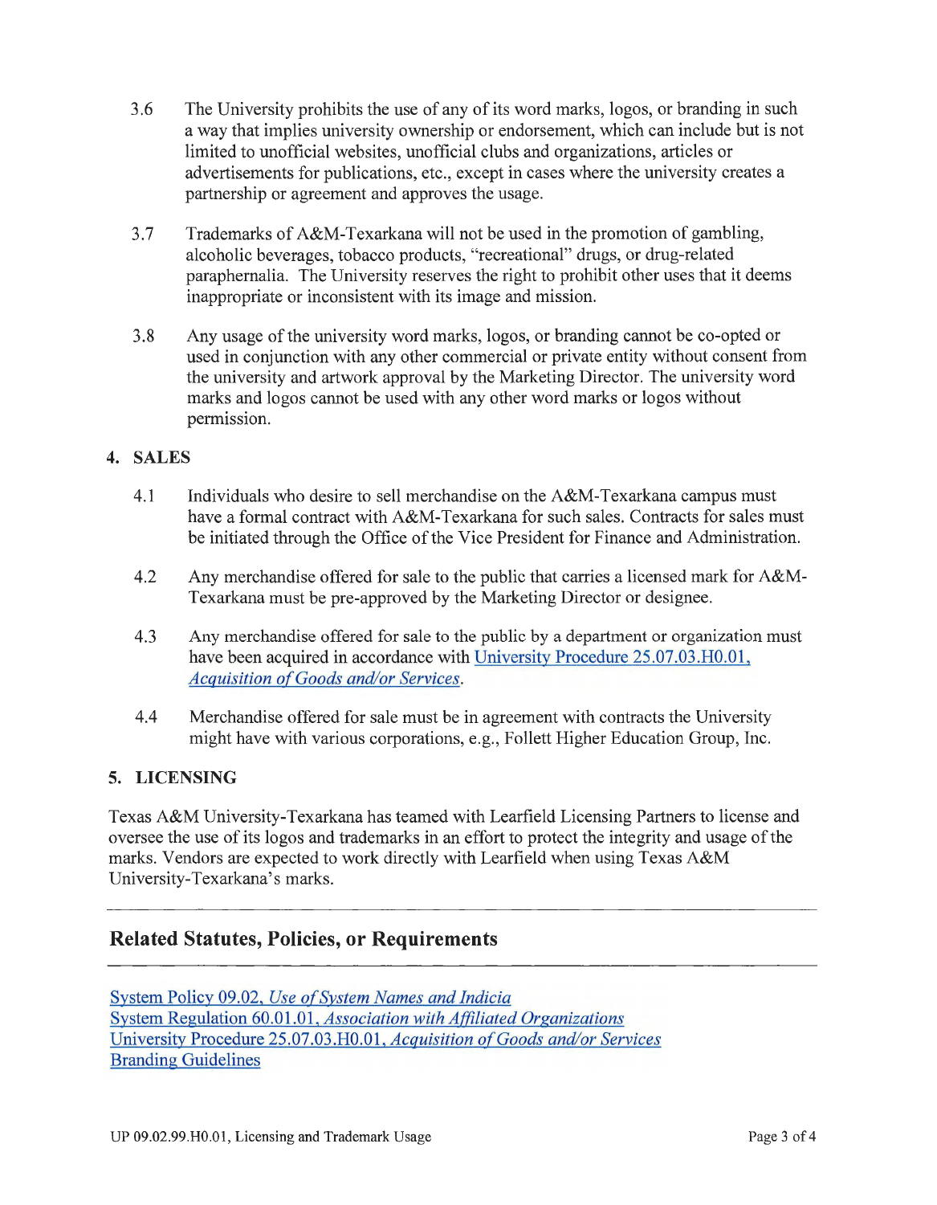3.6 The University prohibits the use of any of its word marks, logos, or branding in such a way that implies university ownership or endorsement, which can include but is not limited to unofficial websites, unofficial clubs and organizations, articles or advertisements for publications, etc., except in cases where the university creates a partnership or agreement and approves the usage.

3.7 Trademarks of A&M-Texarkana will not be used in the promotion of gambling, alcoholic beverages, tobacco products, "recreational" drugs, or drug-related paraphernalia. The University reserves the right to prohibit other uses that it deems inappropriate or inconsistent with its image and mission.

3.8 Any usage of the university word marks, logos, or branding cannot be co-opted or used in conjunction with any other commercial or private entity without consent from the university and artwork approval by the Marketing Director. The university word marks and logos cannot be used with any other word marks or logos without permission.

## 4. SALES

4.1 Individuals who desire to sell merchandise on the A&M-Texarkana campus must have a formal contract with A&M-Texarkana for such sales. Contracts for sales must be initiated through the Office of the Vice President for Finance and Administration.

4.2 Any merchandise offered for sale to the public that carries a licensed mark for A&M-Texarkana must be pre-approved by the Marketing Director or designee.

4.3 Any merchandise offered for sale to the public by a department or organization must have been acquired in accordance with University Procedure 25.07.03.H0.01, *Acquisition of Goods and/or Services*.

4.4 Merchandise offered for sale must be in agreement with contracts the University might have with various corporations, e.g., Follett Higher Education Group, Inc.

## 5. LICENSING

Texas A&M University-Texarkana has teamed with Learfield Licensing Partners to license and oversee the use of its logos and trademarks in an effort to protect the integrity and usage of the marks. Vendors are expected to work directly with Learfield when using Texas A&M University-Texarkana's marks.

---

## Related Statutes, Policies, or Requirements

---

System Policy 09.02, *Use of System Names and Indicia*
System Regulation 60.01.01, *Association with Affiliated Organizations*
University Procedure 25.07.03.H0.01, *Acquisition of Goods and/or Services*
Branding Guidelines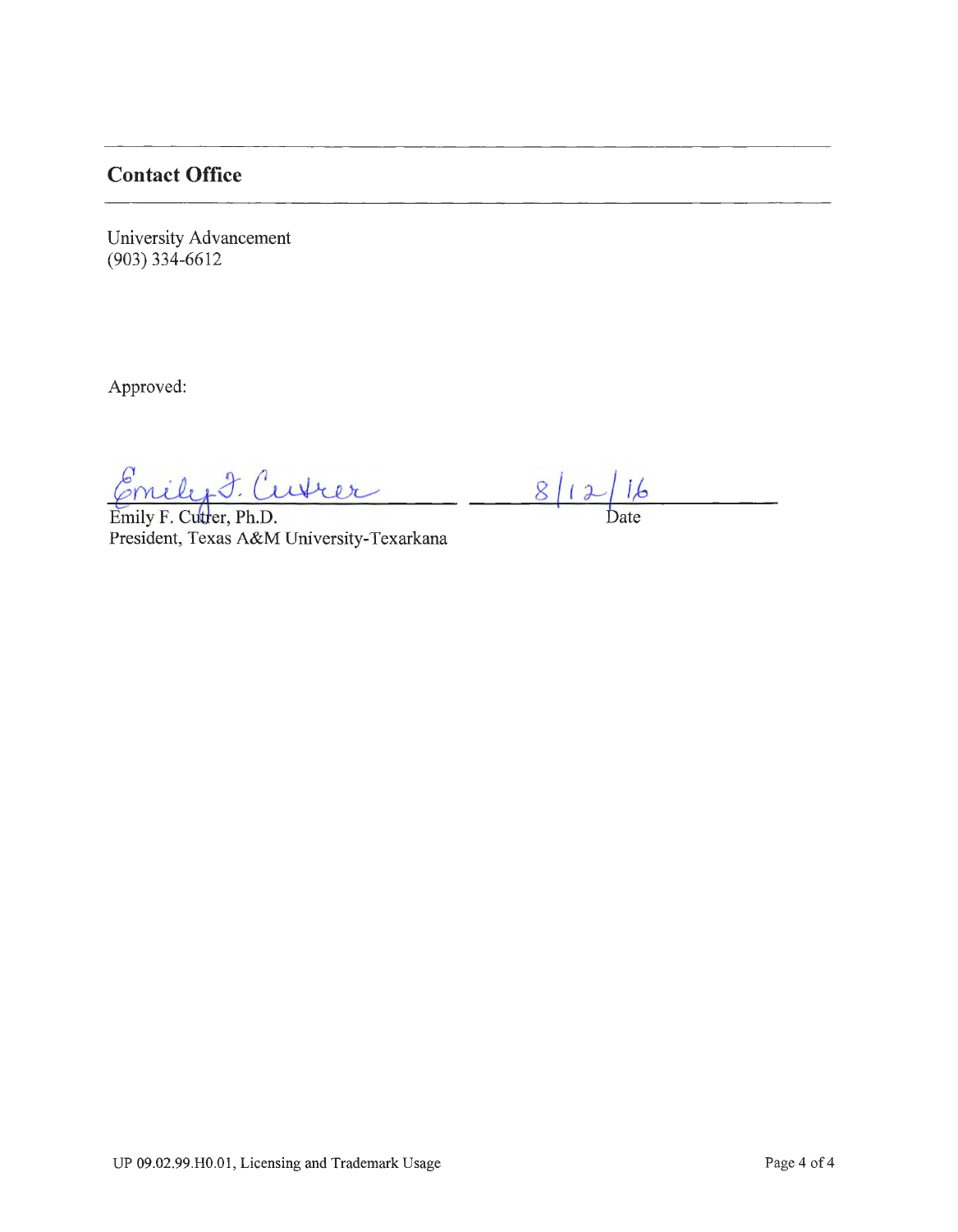## Contact Office

University Advancement
(903) 334-6612

Approved:

Emily F. Cutrer &nbsp;&nbsp;&nbsp;&nbsp;&nbsp;&nbsp;&nbsp;&nbsp;&nbsp;&nbsp; 8/12/16

Emily F. Cutrer, Ph.D. &nbsp;&nbsp;&nbsp;&nbsp;&nbsp;&nbsp;&nbsp;&nbsp;&nbsp;&nbsp; Date
President, Texas A&M University-Texarkana